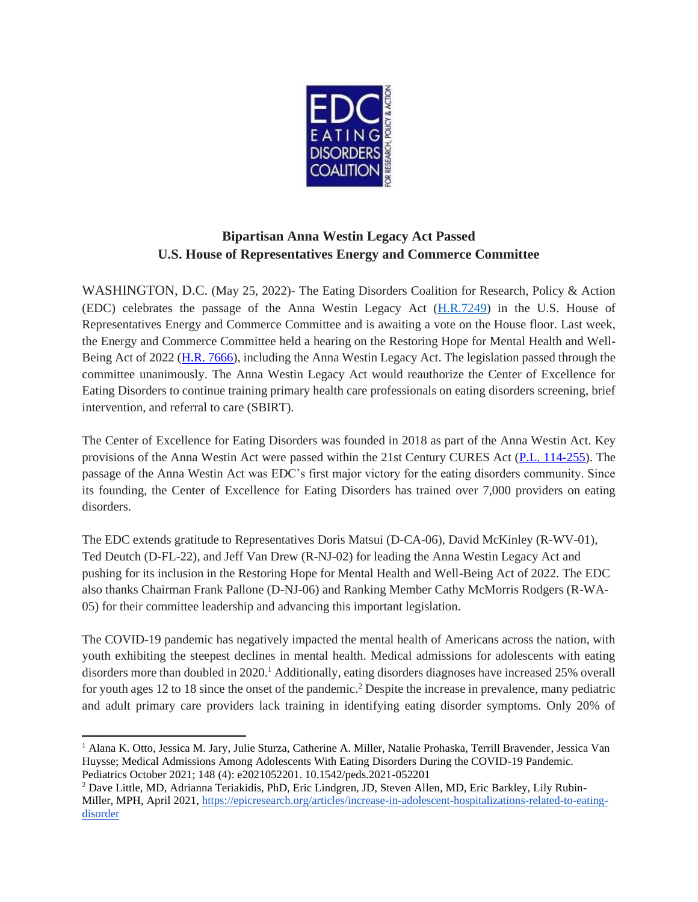**Bipartisan Anna Westin Legacy Act Passed**
**U.S. House of Representatives Energy and Commerce Committee**

WASHINGTON, D.C. (May 25, 2022)- The Eating Disorders Coalition for Research, Policy & Action (EDC) celebrates the passage of the Anna Westin Legacy Act (H.R.7249) in the U.S. House of Representatives Energy and Commerce Committee and is awaiting a vote on the House floor. Last week, the Energy and Commerce Committee held a hearing on the Restoring Hope for Mental Health and Well-Being Act of 2022 (H.R. 7666), including the Anna Westin Legacy Act. The legislation passed through the committee unanimously. The Anna Westin Legacy Act would reauthorize the Center of Excellence for Eating Disorders to continue training primary health care professionals on eating disorders screening, brief intervention, and referral to care (SBIRT).

The Center of Excellence for Eating Disorders was founded in 2018 as part of the Anna Westin Act. Key provisions of the Anna Westin Act were passed within the 21st Century CURES Act (P.L. 114-255). The passage of the Anna Westin Act was EDC's first major victory for the eating disorders community. Since its founding, the Center of Excellence for Eating Disorders has trained over 7,000 providers on eating disorders.

The EDC extends gratitude to Representatives Doris Matsui (D-CA-06), David McKinley (R-WV-01), Ted Deutch (D-FL-22), and Jeff Van Drew (R-NJ-02) for leading the Anna Westin Legacy Act and pushing for its inclusion in the Restoring Hope for Mental Health and Well-Being Act of 2022. The EDC also thanks Chairman Frank Pallone (D-NJ-06) and Ranking Member Cathy McMorris Rodgers (R-WA-05) for their committee leadership and advancing this important legislation.

The COVID-19 pandemic has negatively impacted the mental health of Americans across the nation, with youth exhibiting the steepest declines in mental health. Medical admissions for adolescents with eating disorders more than doubled in 2020.[1] Additionally, eating disorders diagnoses have increased 25% overall for youth ages 12 to 18 since the onset of the pandemic.[2] Despite the increase in prevalence, many pediatric and adult primary care providers lack training in identifying eating disorder symptoms. Only 20% of

---

[1] Alana K. Otto, Jessica M. Jary, Julie Sturza, Catherine A. Miller, Natalie Prohaska, Terrill Bravender, Jessica Van Huysse; Medical Admissions Among Adolescents With Eating Disorders During the COVID-19 Pandemic. Pediatrics October 2021; 148 (4): e2021052201. 10.1542/peds.2021-052201

[2] Dave Little, MD, Adrianna Teriakidis, PhD, Eric Lindgren, JD, Steven Allen, MD, Eric Barkley, Lily Rubin-Miller, MPH, April 2021, https://epicresearch.org/articles/increase-in-adolescent-hospitalizations-related-to-eating-disorder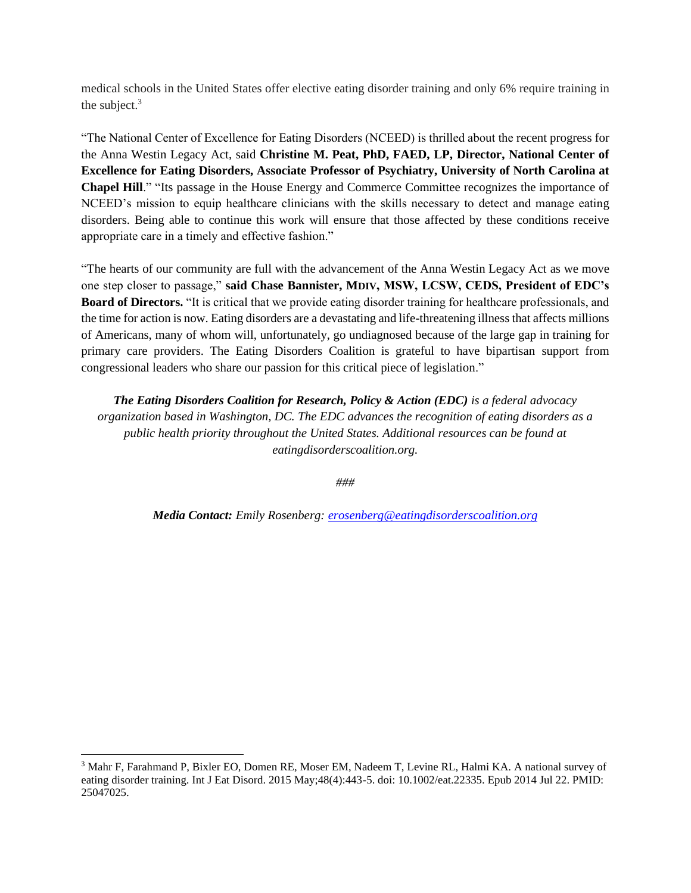medical schools in the United States offer elective eating disorder training and only 6% require training in the subject.[3]

"The National Center of Excellence for Eating Disorders (NCEED) is thrilled about the recent progress for the Anna Westin Legacy Act, said **Christine M. Peat, PhD, FAED, LP, Director, National Center of Excellence for Eating Disorders, Associate Professor of Psychiatry, University of North Carolina at Chapel Hill**." "Its passage in the House Energy and Commerce Committee recognizes the importance of NCEED's mission to equip healthcare clinicians with the skills necessary to detect and manage eating disorders. Being able to continue this work will ensure that those affected by these conditions receive appropriate care in a timely and effective fashion."

"The hearts of our community are full with the advancement of the Anna Westin Legacy Act as we move one step closer to passage," **said Chase Bannister, MDIV, MSW, LCSW, CEDS, President of EDC's Board of Directors.** "It is critical that we provide eating disorder training for healthcare professionals, and the time for action is now. Eating disorders are a devastating and life-threatening illness that affects millions of Americans, many of whom will, unfortunately, go undiagnosed because of the large gap in training for primary care providers. The Eating Disorders Coalition is grateful to have bipartisan support from congressional leaders who share our passion for this critical piece of legislation."

***The Eating Disorders Coalition for Research, Policy & Action (EDC)*** *is a federal advocacy organization based in Washington, DC. The EDC advances the recognition of eating disorders as a public health priority throughout the United States. Additional resources can be found at eatingdisorderscoalition.org.*

###

***Media Contact:*** *Emily Rosenberg: erosenberg@eatingdisorderscoalition.org*

[3] Mahr F, Farahmand P, Bixler EO, Domen RE, Moser EM, Nadeem T, Levine RL, Halmi KA. A national survey of eating disorder training. Int J Eat Disord. 2015 May;48(4):443-5. doi: 10.1002/eat.22335. Epub 2014 Jul 22. PMID: 25047025.